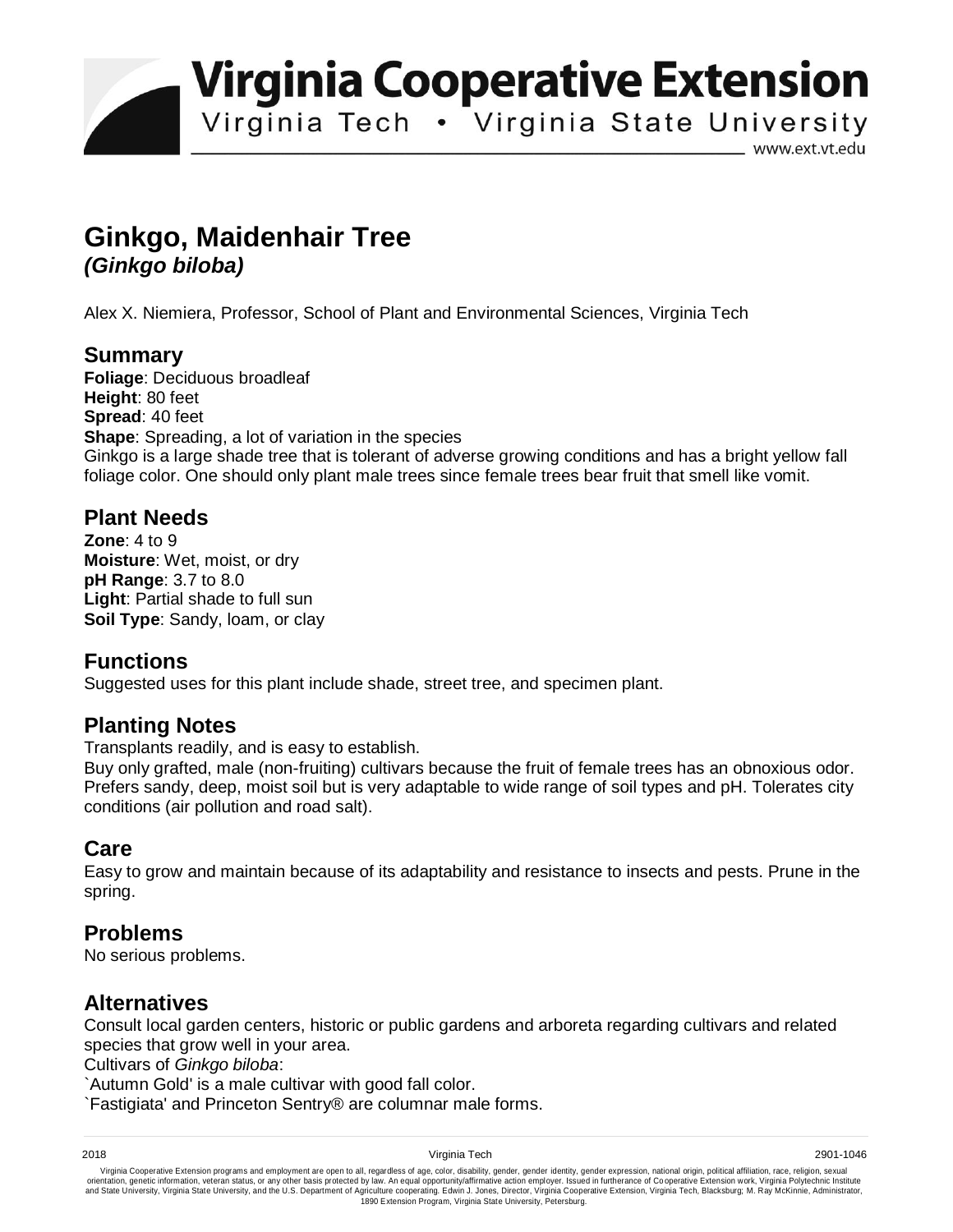# Virginia Cooperative Extension

Virginia Tech • Virginia State University

www.ext.vt.edu

# Ginkgo, Maidenhair Tree
## *(Ginkgo biloba)*

Alex X. Niemiera, Professor, School of Plant and Environmental Sciences, Virginia Tech

## Summary

**Foliage**: Deciduous broadleaf
**Height**: 80 feet
**Spread**: 40 feet
**Shape**: Spreading, a lot of variation in the species
Ginkgo is a large shade tree that is tolerant of adverse growing conditions and has a bright yellow fall foliage color. One should only plant male trees since female trees bear fruit that smell like vomit.

## Plant Needs

**Zone**: 4 to 9
**Moisture**: Wet, moist, or dry
**pH Range**: 3.7 to 8.0
**Light**: Partial shade to full sun
**Soil Type**: Sandy, loam, or clay

## Functions

Suggested uses for this plant include shade, street tree, and specimen plant.

## Planting Notes

Transplants readily, and is easy to establish.
Buy only grafted, male (non-fruiting) cultivars because the fruit of female trees has an obnoxious odor. Prefers sandy, deep, moist soil but is very adaptable to wide range of soil types and pH. Tolerates city conditions (air pollution and road salt).

## Care

Easy to grow and maintain because of its adaptability and resistance to insects and pests. Prune in the spring.

## Problems

No serious problems.

## Alternatives

Consult local garden centers, historic or public gardens and arboreta regarding cultivars and related species that grow well in your area.
Cultivars of *Ginkgo biloba*:
`Autumn Gold' is a male cultivar with good fall color.
`Fastigiata' and Princeton Sentry® are columnar male forms.

2018 Virginia Tech 2901-1046

Virginia Cooperative Extension programs and employment are open to all, regardless of age, color, disability, gender, gender identity, gender expression, national origin, political affiliation, race, religion, sexual orientation, genetic information, veteran status, or any other basis protected by law. An equal opportunity/affirmative action employer. Issued in furtherance of Cooperative Extension work, Virginia Polytechnic Institute and State University, Virginia State University, and the U.S. Department of Agriculture cooperating. Edwin J. Jones, Director, Virginia Cooperative Extension, Virginia Tech, Blacksburg; M. Ray McKinnie, Administrator, 1890 Extension Program, Virginia State University, Petersburg.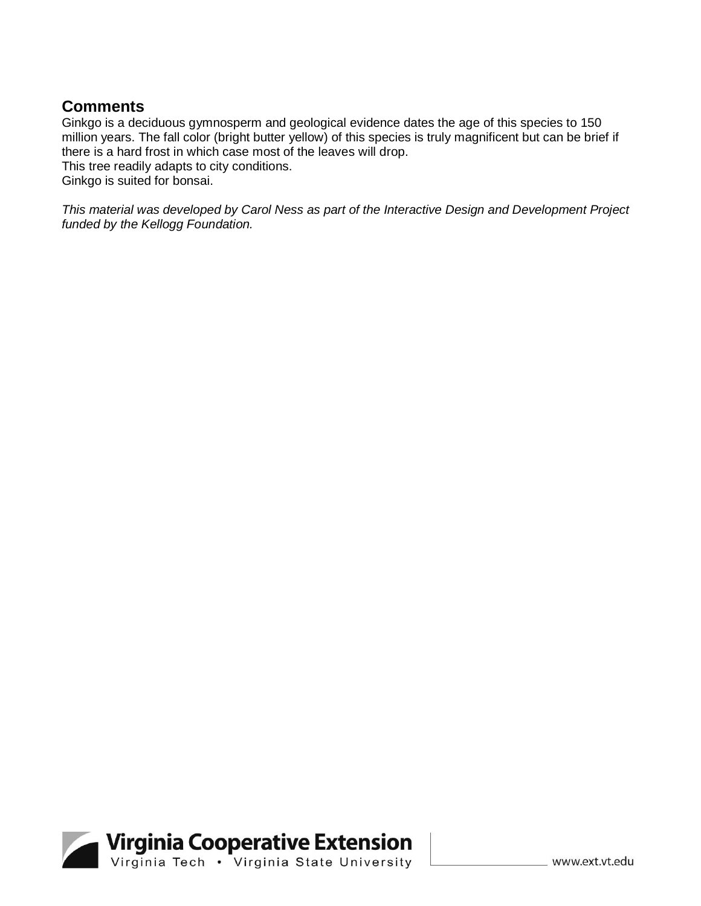## Comments

Ginkgo is a deciduous gymnosperm and geological evidence dates the age of this species to 150 million years. The fall color (bright butter yellow) of this species is truly magnificent but can be brief if there is a hard frost in which case most of the leaves will drop.

This tree readily adapts to city conditions.

Ginkgo is suited for bonsai.

*This material was developed by Carol Ness as part of the Interactive Design and Development Project funded by the Kellogg Foundation.*

**Virginia Cooperative Extension**
Virginia Tech • Virginia State University

www.ext.vt.edu